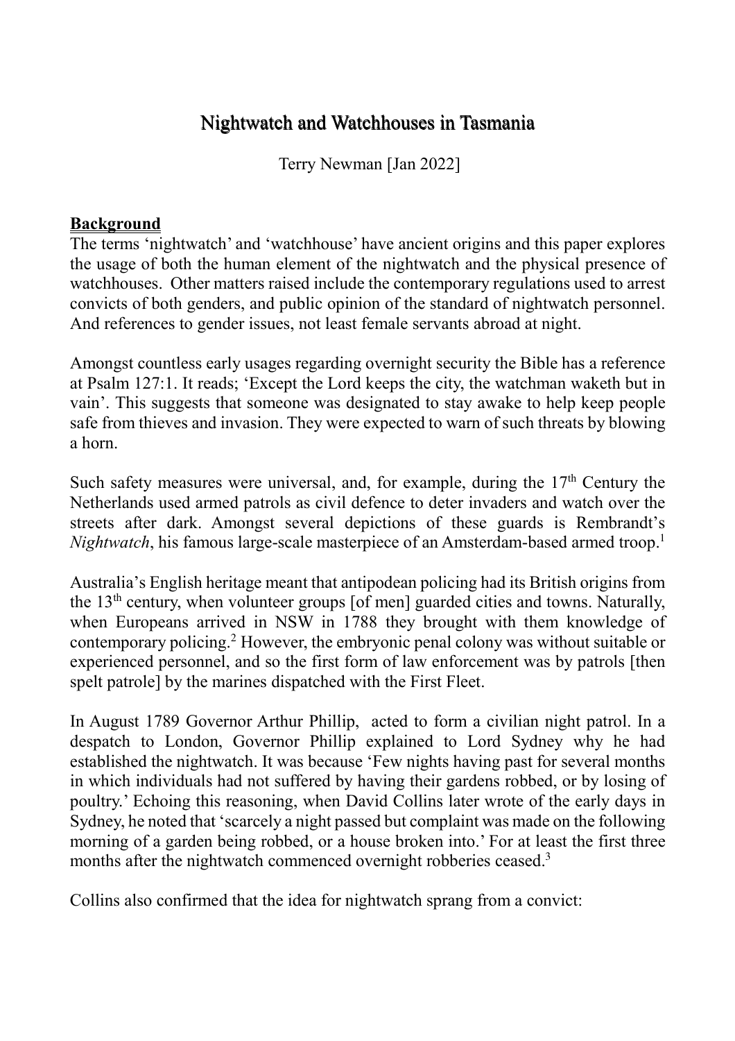# Nightwatch and Watchhouses in Tasmania

Terry Newman [Jan 2022]

## Background

The terms 'nightwatch' and 'watchhouse' have ancient origins and this paper explores the usage of both the human element of the nightwatch and the physical presence of watchhouses. Other matters raised include the contemporary regulations used to arrest convicts of both genders, and public opinion of the standard of nightwatch personnel. And references to gender issues, not least female servants abroad at night.

Amongst countless early usages regarding overnight security the Bible has a reference at Psalm 127:1. It reads; 'Except the Lord keeps the city, the watchman waketh but in vain'. This suggests that someone was designated to stay awake to help keep people safe from thieves and invasion. They were expected to warn of such threats by blowing a horn.

Such safety measures were universal, and, for example, during the 17th Century the Netherlands used armed patrols as civil defence to deter invaders and watch over the streets after dark. Amongst several depictions of these guards is Rembrandt's *Nightwatch*, his famous large-scale masterpiece of an Amsterdam-based armed troop.[1]

Australia's English heritage meant that antipodean policing had its British origins from the 13th century, when volunteer groups [of men] guarded cities and towns. Naturally, when Europeans arrived in NSW in 1788 they brought with them knowledge of contemporary policing.[2] However, the embryonic penal colony was without suitable or experienced personnel, and so the first form of law enforcement was by patrols [then spelt patrole] by the marines dispatched with the First Fleet.

In August 1789 Governor Arthur Phillip, acted to form a civilian night patrol. In a despatch to London, Governor Phillip explained to Lord Sydney why he had established the nightwatch. It was because 'Few nights having past for several months in which individuals had not suffered by having their gardens robbed, or by losing of poultry.' Echoing this reasoning, when David Collins later wrote of the early days in Sydney, he noted that 'scarcely a night passed but complaint was made on the following morning of a garden being robbed, or a house broken into.' For at least the first three months after the nightwatch commenced overnight robberies ceased.[3]

Collins also confirmed that the idea for nightwatch sprang from a convict: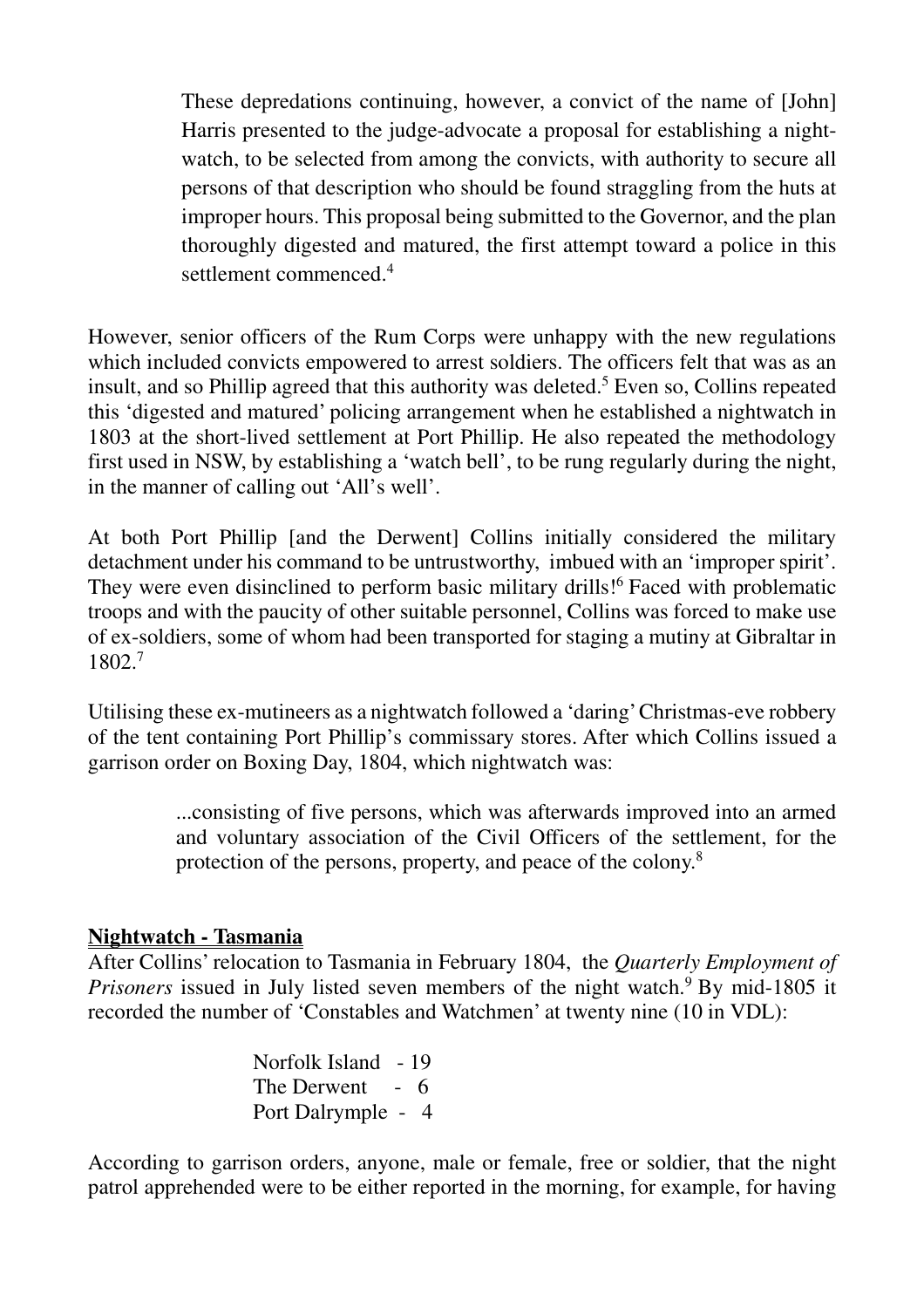> These depredations continuing, however, a convict of the name of [John] Harris presented to the judge-advocate a proposal for establishing a night-watch, to be selected from among the convicts, with authority to secure all persons of that description who should be found straggling from the huts at improper hours. This proposal being submitted to the Governor, and the plan thoroughly digested and matured, the first attempt toward a police in this settlement commenced.[4]

However, senior officers of the Rum Corps were unhappy with the new regulations which included convicts empowered to arrest soldiers. The officers felt that was as an insult, and so Phillip agreed that this authority was deleted.[5] Even so, Collins repeated this 'digested and matured' policing arrangement when he established a nightwatch in 1803 at the short-lived settlement at Port Phillip. He also repeated the methodology first used in NSW, by establishing a 'watch bell', to be rung regularly during the night, in the manner of calling out 'All's well'.

At both Port Phillip [and the Derwent] Collins initially considered the military detachment under his command to be untrustworthy, imbued with an 'improper spirit'. They were even disinclined to perform basic military drills![6] Faced with problematic troops and with the paucity of other suitable personnel, Collins was forced to make use of ex-soldiers, some of whom had been transported for staging a mutiny at Gibraltar in 1802.[7]

Utilising these ex-mutineers as a nightwatch followed a 'daring' Christmas-eve robbery of the tent containing Port Phillip's commissary stores. After which Collins issued a garrison order on Boxing Day, 1804, which nightwatch was:

> ...consisting of five persons, which was afterwards improved into an armed and voluntary association of the Civil Officers of the settlement, for the protection of the persons, property, and peace of the colony.[8]

**Nightwatch - Tasmania**

After Collins' relocation to Tasmania in February 1804, the *Quarterly Employment of Prisoners* issued in July listed seven members of the night watch.[9] By mid-1805 it recorded the number of 'Constables and Watchmen' at twenty nine (10 in VDL):

Norfolk Island - 19
The Derwent - 6
Port Dalrymple - 4

According to garrison orders, anyone, male or female, free or soldier, that the night patrol apprehended were to be either reported in the morning, for example, for having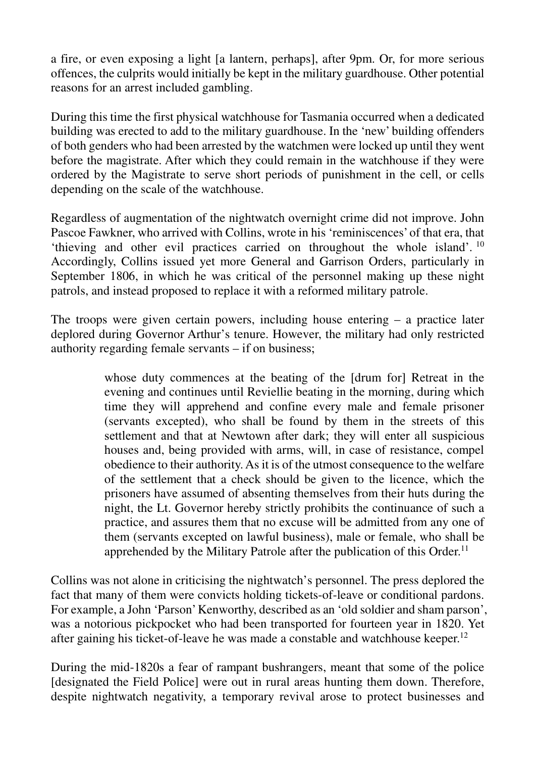a fire, or even exposing a light [a lantern, perhaps], after 9pm. Or, for more serious offences, the culprits would initially be kept in the military guardhouse. Other potential reasons for an arrest included gambling.

During this time the first physical watchhouse for Tasmania occurred when a dedicated building was erected to add to the military guardhouse. In the 'new' building offenders of both genders who had been arrested by the watchmen were locked up until they went before the magistrate. After which they could remain in the watchhouse if they were ordered by the Magistrate to serve short periods of punishment in the cell, or cells depending on the scale of the watchhouse.

Regardless of augmentation of the nightwatch overnight crime did not improve. John Pascoe Fawkner, who arrived with Collins, wrote in his 'reminiscences' of that era, that 'thieving and other evil practices carried on throughout the whole island'.[10] Accordingly, Collins issued yet more General and Garrison Orders, particularly in September 1806, in which he was critical of the personnel making up these night patrols, and instead proposed to replace it with a reformed military patrole.

The troops were given certain powers, including house entering – a practice later deplored during Governor Arthur's tenure. However, the military had only restricted authority regarding female servants – if on business;

> whose duty commences at the beating of the [drum for] Retreat in the evening and continues until Reviellie beating in the morning, during which time they will apprehend and confine every male and female prisoner (servants excepted), who shall be found by them in the streets of this settlement and that at Newtown after dark; they will enter all suspicious houses and, being provided with arms, will, in case of resistance, compel obedience to their authority. As it is of the utmost consequence to the welfare of the settlement that a check should be given to the licence, which the prisoners have assumed of absenting themselves from their huts during the night, the Lt. Governor hereby strictly prohibits the continuance of such a practice, and assures them that no excuse will be admitted from any one of them (servants excepted on lawful business), male or female, who shall be apprehended by the Military Patrole after the publication of this Order.[11]

Collins was not alone in criticising the nightwatch's personnel. The press deplored the fact that many of them were convicts holding tickets-of-leave or conditional pardons. For example, a John 'Parson' Kenworthy, described as an 'old soldier and sham parson', was a notorious pickpocket who had been transported for fourteen year in 1820. Yet after gaining his ticket-of-leave he was made a constable and watchhouse keeper.[12]

During the mid-1820s a fear of rampant bushrangers, meant that some of the police [designated the Field Police] were out in rural areas hunting them down. Therefore, despite nightwatch negativity, a temporary revival arose to protect businesses and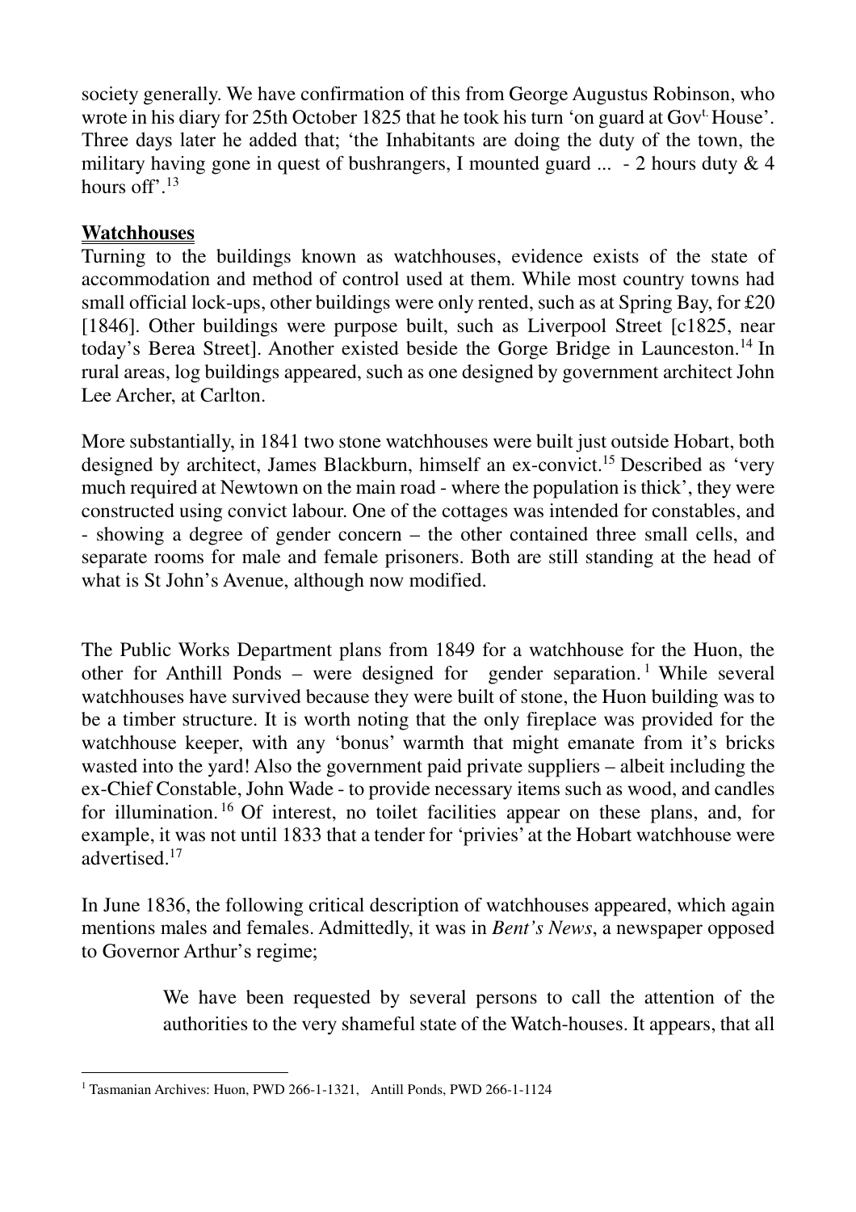society generally. We have confirmation of this from George Augustus Robinson, who wrote in his diary for 25th October 1825 that he took his turn 'on guard at Govt. House'. Three days later he added that; 'the Inhabitants are doing the duty of the town, the military having gone in quest of bushrangers, I mounted guard ... - 2 hours duty & 4 hours off'.[13]

## **Watchhouses**

Turning to the buildings known as watchhouses, evidence exists of the state of accommodation and method of control used at them. While most country towns had small official lock-ups, other buildings were only rented, such as at Spring Bay, for £20 [1846]. Other buildings were purpose built, such as Liverpool Street [c1825, near today's Berea Street]. Another existed beside the Gorge Bridge in Launceston.[14] In rural areas, log buildings appeared, such as one designed by government architect John Lee Archer, at Carlton.

More substantially, in 1841 two stone watchhouses were built just outside Hobart, both designed by architect, James Blackburn, himself an ex-convict.[15] Described as 'very much required at Newtown on the main road - where the population is thick', they were constructed using convict labour. One of the cottages was intended for constables, and - showing a degree of gender concern – the other contained three small cells, and separate rooms for male and female prisoners. Both are still standing at the head of what is St John's Avenue, although now modified.

The Public Works Department plans from 1849 for a watchhouse for the Huon, the other for Anthill Ponds – were designed for gender separation.[1] While several watchhouses have survived because they were built of stone, the Huon building was to be a timber structure. It is worth noting that the only fireplace was provided for the watchhouse keeper, with any 'bonus' warmth that might emanate from it's bricks wasted into the yard! Also the government paid private suppliers – albeit including the ex-Chief Constable, John Wade - to provide necessary items such as wood, and candles for illumination.[16] Of interest, no toilet facilities appear on these plans, and, for example, it was not until 1833 that a tender for 'privies' at the Hobart watchhouse were advertised.[17]

In June 1836, the following critical description of watchhouses appeared, which again mentions males and females. Admittedly, it was in *Bent's News*, a newspaper opposed to Governor Arthur's regime;

> We have been requested by several persons to call the attention of the authorities to the very shameful state of the Watch-houses. It appears, that all

---

[1] Tasmanian Archives: Huon, PWD 266-1-1321, Antill Ponds, PWD 266-1-1124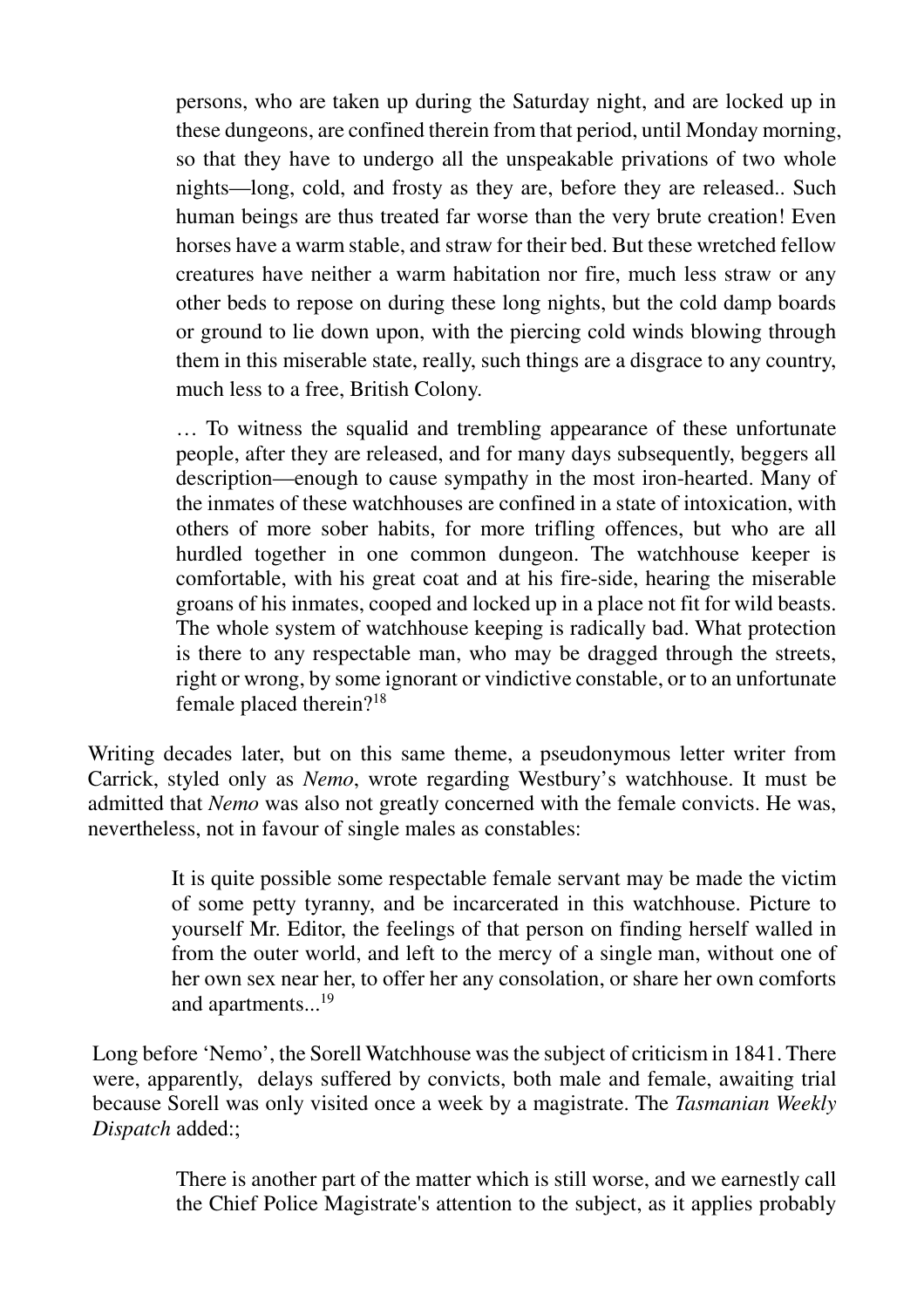> persons, who are taken up during the Saturday night, and are locked up in these dungeons, are confined therein from that period, until Monday morning, so that they have to undergo all the unspeakable privations of two whole nights—long, cold, and frosty as they are, before they are released.. Such human beings are thus treated far worse than the very brute creation! Even horses have a warm stable, and straw for their bed. But these wretched fellow creatures have neither a warm habitation nor fire, much less straw or any other beds to repose on during these long nights, but the cold damp boards or ground to lie down upon, with the piercing cold winds blowing through them in this miserable state, really, such things are a disgrace to any country, much less to a free, British Colony.
>
> … To witness the squalid and trembling appearance of these unfortunate people, after they are released, and for many days subsequently, beggers all description—enough to cause sympathy in the most iron-hearted. Many of the inmates of these watchhouses are confined in a state of intoxication, with others of more sober habits, for more trifling offences, but who are all hurdled together in one common dungeon. The watchhouse keeper is comfortable, with his great coat and at his fire-side, hearing the miserable groans of his inmates, cooped and locked up in a place not fit for wild beasts. The whole system of watchhouse keeping is radically bad. What protection is there to any respectable man, who may be dragged through the streets, right or wrong, by some ignorant or vindictive constable, or to an unfortunate female placed therein?[18]

Writing decades later, but on this same theme, a pseudonymous letter writer from Carrick, styled only as *Nemo*, wrote regarding Westbury's watchhouse. It must be admitted that *Nemo* was also not greatly concerned with the female convicts. He was, nevertheless, not in favour of single males as constables:

> It is quite possible some respectable female servant may be made the victim of some petty tyranny, and be incarcerated in this watchhouse. Picture to yourself Mr. Editor, the feelings of that person on finding herself walled in from the outer world, and left to the mercy of a single man, without one of her own sex near her, to offer her any consolation, or share her own comforts and apartments...[19]

Long before 'Nemo', the Sorell Watchhouse was the subject of criticism in 1841. There were, apparently, delays suffered by convicts, both male and female, awaiting trial because Sorell was only visited once a week by a magistrate. The *Tasmanian Weekly Dispatch* added:;

> There is another part of the matter which is still worse, and we earnestly call the Chief Police Magistrate's attention to the subject, as it applies probably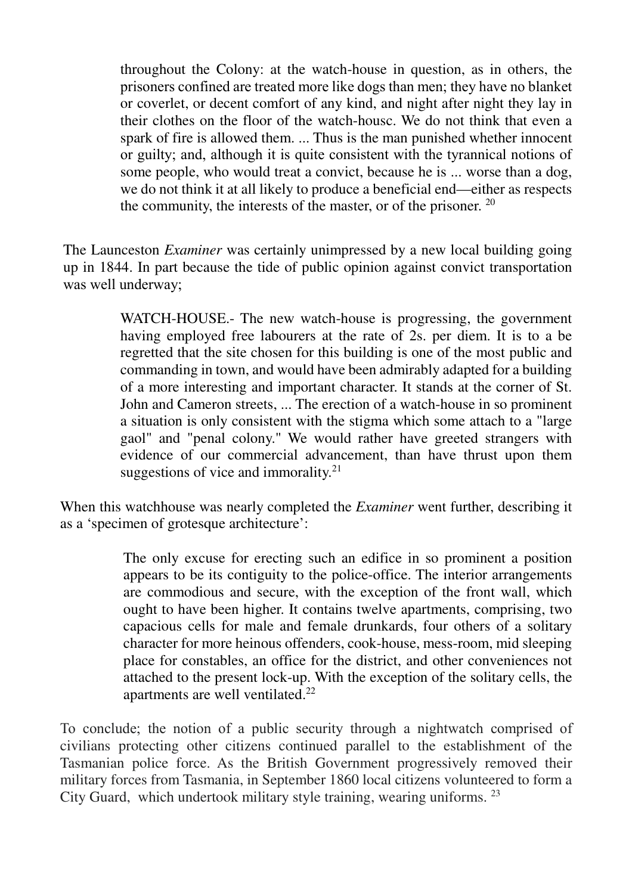> throughout the Colony: at the watch-house in question, as in others, the prisoners confined are treated more like dogs than men; they have no blanket or coverlet, or decent comfort of any kind, and night after night they lay in their clothes on the floor of the watch-housc. We do not think that even a spark of fire is allowed them. ... Thus is the man punished whether innocent or guilty; and, although it is quite consistent with the tyrannical notions of some people, who would treat a convict, because he is ... worse than a dog, we do not think it at all likely to produce a beneficial end—either as respects the community, the interests of the master, or of the prisoner. [20]

The Launceston *Examiner* was certainly unimpressed by a new local building going up in 1844. In part because the tide of public opinion against convict transportation was well underway;

> WATCH-HOUSE.- The new watch-house is progressing, the government having employed free labourers at the rate of 2s. per diem. It is to a be regretted that the site chosen for this building is one of the most public and commanding in town, and would have been admirably adapted for a building of a more interesting and important character. It stands at the corner of St. John and Cameron streets, ... The erection of a watch-house in so prominent a situation is only consistent with the stigma which some attach to a "large gaol" and "penal colony." We would rather have greeted strangers with evidence of our commercial advancement, than have thrust upon them suggestions of vice and immorality.[21]

When this watchhouse was nearly completed the *Examiner* went further, describing it as a 'specimen of grotesque architecture':

> The only excuse for erecting such an edifice in so prominent a position appears to be its contiguity to the police-office. The interior arrangements are commodious and secure, with the exception of the front wall, which ought to have been higher. It contains twelve apartments, comprising, two capacious cells for male and female drunkards, four others of a solitary character for more heinous offenders, cook-house, mess-room, mid sleeping place for constables, an office for the district, and other conveniences not attached to the present lock-up. With the exception of the solitary cells, the apartments are well ventilated.[22]

To conclude; the notion of a public security through a nightwatch comprised of civilians protecting other citizens continued parallel to the establishment of the Tasmanian police force. As the British Government progressively removed their military forces from Tasmania, in September 1860 local citizens volunteered to form a City Guard, which undertook military style training, wearing uniforms. [23]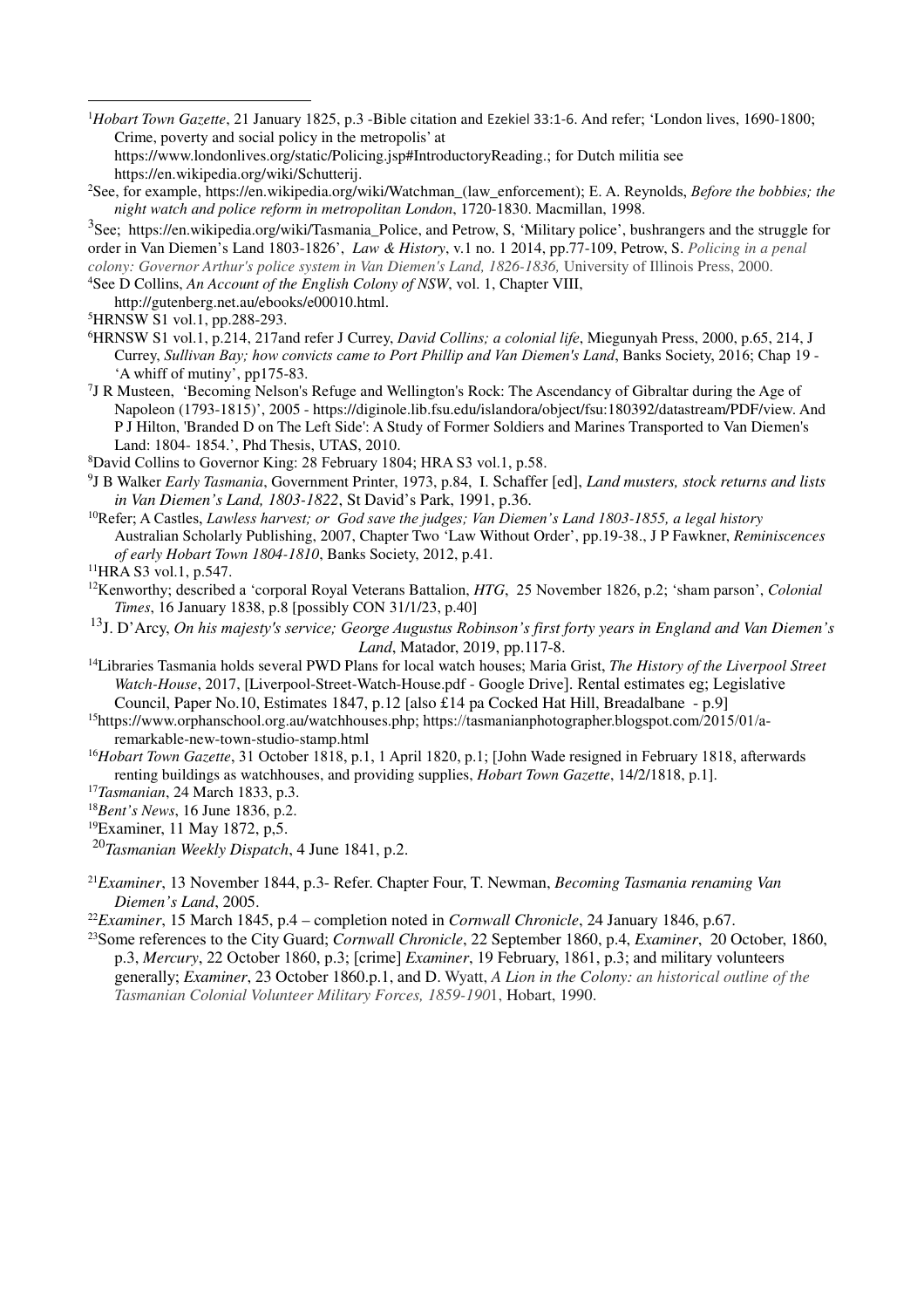[1]*Hobart Town Gazette*, 21 January 1825, p.3 -Bible citation and Ezekiel 33:1-6. And refer; 'London lives, 1690-1800; Crime, poverty and social policy in the metropolis' at https://www.londonlives.org/static/Policing.jsp#IntroductoryReading.; for Dutch militia see https://en.wikipedia.org/wiki/Schutterij.

[2]See, for example, https://en.wikipedia.org/wiki/Watchman_(law_enforcement); E. A. Reynolds, *Before the bobbies; the night watch and police reform in metropolitan London*, 1720-1830. Macmillan, 1998.

[3]See; https://en.wikipedia.org/wiki/Tasmania_Police, and Petrow, S, 'Military police', bushrangers and the struggle for order in Van Diemen's Land 1803-1826', *Law & History*, v.1 no. 1 2014, pp.77-109, Petrow, S. *Policing in a penal colony: Governor Arthur's police system in Van Diemen's Land, 1826-1836,* University of Illinois Press, 2000.

[4]See D Collins, *An Account of the English Colony of NSW*, vol. 1, Chapter VIII, http://gutenberg.net.au/ebooks/e00010.html.

[5]HRNSW S1 vol.1, pp.288-293.

[6]HRNSW S1 vol.1, p.214, 217and refer J Currey, *David Collins; a colonial life*, Miegunyah Press, 2000, p.65, 214, J Currey, *Sullivan Bay; how convicts came to Port Phillip and Van Diemen's Land*, Banks Society, 2016; Chap 19 - 'A whiff of mutiny', pp175-83.

[7]J R Musteen, 'Becoming Nelson's Refuge and Wellington's Rock: The Ascendancy of Gibraltar during the Age of Napoleon (1793-1815)', 2005 - https://diginole.lib.fsu.edu/islandora/object/fsu:180392/datastream/PDF/view. And P J Hilton, 'Branded D on The Left Side': A Study of Former Soldiers and Marines Transported to Van Diemen's Land: 1804- 1854.', Phd Thesis, UTAS, 2010.

[8]David Collins to Governor King: 28 February 1804; HRA S3 vol.1, p.58.

[9]J B Walker *Early Tasmania*, Government Printer, 1973, p.84, I. Schaffer [ed], *Land musters, stock returns and lists in Van Diemen's Land, 1803-1822*, St David's Park, 1991, p.36.

[10]Refer; A Castles, *Lawless harvest; or God save the judges; Van Diemen's Land 1803-1855, a legal history* Australian Scholarly Publishing, 2007, Chapter Two 'Law Without Order', pp.19-38., J P Fawkner, *Reminiscences of early Hobart Town 1804-1810*, Banks Society, 2012, p.41.

[11]HRA S3 vol.1, p.547.

[12]Kenworthy; described a 'corporal Royal Veterans Battalion, *HTG*, 25 November 1826, p.2; 'sham parson', *Colonial Times*, 16 January 1838, p.8 [possibly CON 31/1/23, p.40]

[13]J. D'Arcy, *On his majesty's service; George Augustus Robinson's first forty years in England and Van Diemen's Land*, Matador, 2019, pp.117-8.

[14]Libraries Tasmania holds several PWD Plans for local watch houses; Maria Grist, *The History of the Liverpool Street Watch-House*, 2017, [Liverpool-Street-Watch-House.pdf - Google Drive]. Rental estimates eg; Legislative Council, Paper No.10, Estimates 1847, p.12 [also £14 pa Cocked Hat Hill, Breadalbane - p.9]

[15]https://www.orphanschool.org.au/watchhouses.php; https://tasmanianphotographer.blogspot.com/2015/01/a-remarkable-new-town-studio-stamp.html

[16]*Hobart Town Gazette*, 31 October 1818, p.1, 1 April 1820, p.1; [John Wade resigned in February 1818, afterwards renting buildings as watchhouses, and providing supplies, *Hobart Town Gazette*, 14/2/1818, p.1].

[17]*Tasmanian*, 24 March 1833, p.3.

[18]*Bent's News*, 16 June 1836, p.2.

[19]Examiner, 11 May 1872, p,5.

[20]*Tasmanian Weekly Dispatch*, 4 June 1841, p.2.

[21]*Examiner*, 13 November 1844, p.3- Refer. Chapter Four, T. Newman, *Becoming Tasmania renaming Van Diemen's Land*, 2005.

[22]*Examiner*, 15 March 1845, p.4 – completion noted in *Cornwall Chronicle*, 24 January 1846, p.67.

[23]Some references to the City Guard; *Cornwall Chronicle*, 22 September 1860, p.4, *Examiner*, 20 October, 1860, p.3, *Mercury*, 22 October 1860, p.3; [crime] *Examiner*, 19 February, 1861, p.3; and military volunteers generally; *Examiner*, 23 October 1860.p.1, and D. Wyatt, *A Lion in the Colony: an historical outline of the Tasmanian Colonial Volunteer Military Forces, 1859-1901*, Hobart, 1990.